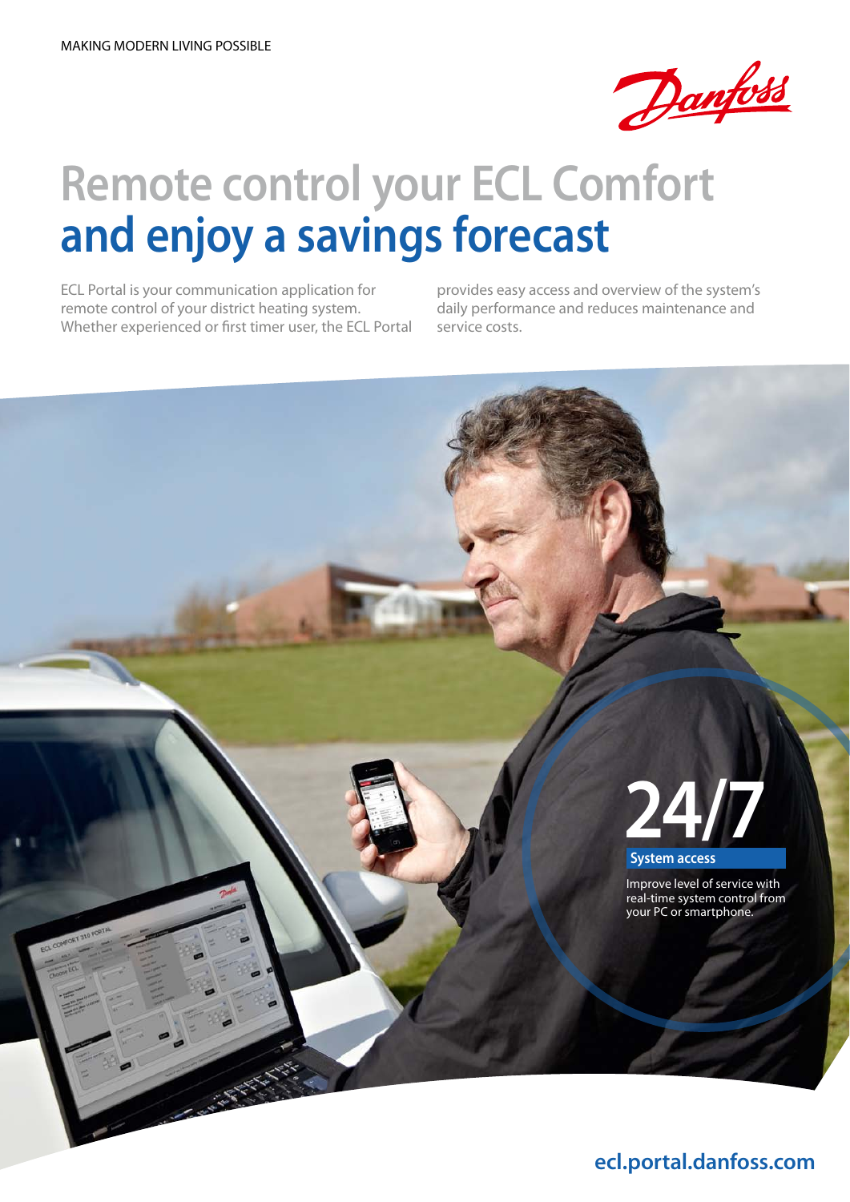MAKING MODERN LIVING POSSIBLE

# Remote control your ECL Comfort and enjoy a savings forecast

ECL Portal is your communication application for remote control of your district heating system. Whether experienced or first timer user, the ECL Portal provides easy access and overview of the system's daily performance and reduces maintenance and service costs.

## 24/7

**System access**

Improve level of service with real-time system control from your PC or smartphone.

**ecl.portal.danfoss.com**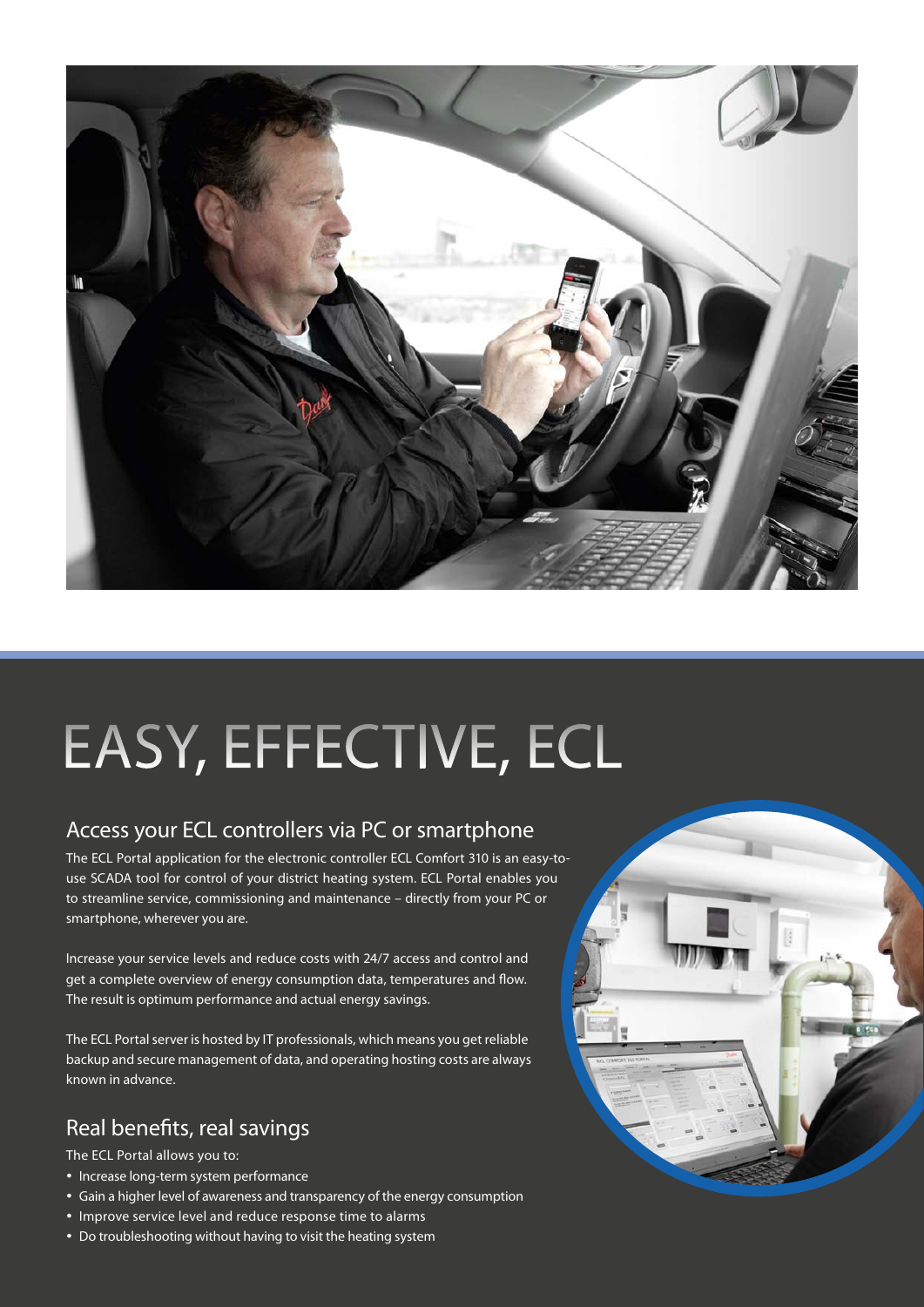# EASY, EFFECTIVE, ECL

## Access your ECL controllers via PC or smartphone

The ECL Portal application for the electronic controller ECL Comfort 310 is an easy-to-use SCADA tool for control of your district heating system. ECL Portal enables you to streamline service, commissioning and maintenance – directly from your PC or smartphone, wherever you are.

Increase your service levels and reduce costs with 24/7 access and control and get a complete overview of energy consumption data, temperatures and flow. The result is optimum performance and actual energy savings.

The ECL Portal server is hosted by IT professionals, which means you get reliable backup and secure management of data, and operating hosting costs are always known in advance.

## Real benefits, real savings

The ECL Portal allows you to:

- Increase long-term system performance
- Gain a higher level of awareness and transparency of the energy consumption
- Improve service level and reduce response time to alarms
- Do troubleshooting without having to visit the heating system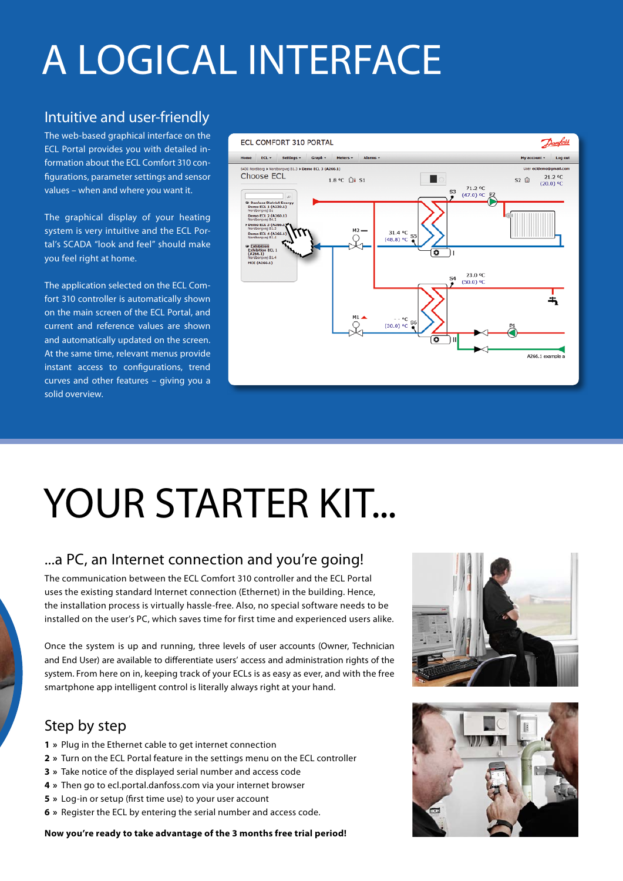# A LOGICAL INTERFACE

## Intuitive and user-friendly

The web-based graphical interface on the ECL Portal provides you with detailed information about the ECL Comfort 310 configurations, parameter settings and sensor values – when and where you want it.

The graphical display of your heating system is very intuitive and the ECL Portal's SCADA "look and feel" should make you feel right at home.

The application selected on the ECL Comfort 310 controller is automatically shown on the main screen of the ECL Portal, and current and reference values are shown and automatically updated on the screen. At the same time, relevant menus provide instant access to configurations, trend curves and other features – giving you a solid overview.

# YOUR STARTER KIT...

## ...a PC, an Internet connection and you're going!

The communication between the ECL Comfort 310 controller and the ECL Portal uses the existing standard Internet connection (Ethernet) in the building. Hence, the installation process is virtually hassle-free. Also, no special software needs to be installed on the user's PC, which saves time for first time and experienced users alike.

Once the system is up and running, three levels of user accounts (Owner, Technician and End User) are available to differentiate users' access and administration rights of the system. From here on in, keeping track of your ECLs is as easy as ever, and with the free smartphone app intelligent control is literally always right at your hand.

## Step by step

**1** » Plug in the Ethernet cable to get internet connection
**2** » Turn on the ECL Portal feature in the settings menu on the ECL controller
**3** » Take notice of the displayed serial number and access code
**4** » Then go to ecl.portal.danfoss.com via your internet browser
**5** » Log-in or setup (first time use) to your user account
**6** » Register the ECL by entering the serial number and access code.

**Now you're ready to take advantage of the 3 months free trial period!**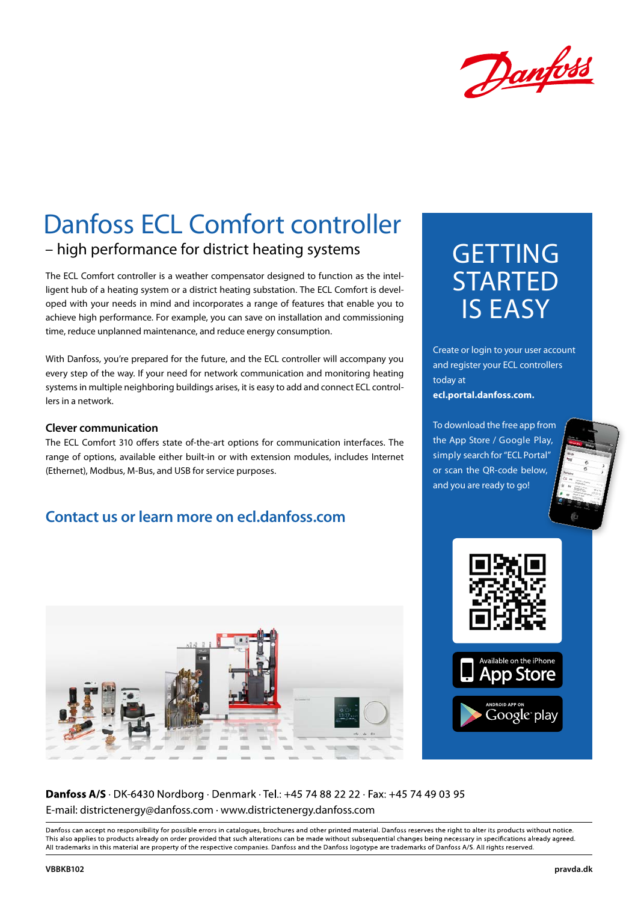# Danfoss ECL Comfort controller

## – high performance for district heating systems

The ECL Comfort controller is a weather compensator designed to function as the intelligent hub of a heating system or a district heating substation. The ECL Comfort is developed with your needs in mind and incorporates a range of features that enable you to achieve high performance. For example, you can save on installation and commissioning time, reduce unplanned maintenance, and reduce energy consumption.

With Danfoss, you're prepared for the future, and the ECL controller will accompany you every step of the way. If your need for network communication and monitoring heating systems in multiple neighboring buildings arises, it is easy to add and connect ECL controllers in a network.

### Clever communication

The ECL Comfort 310 offers state of-the-art options for communication interfaces. The range of options, available either built-in or with extension modules, includes Internet (Ethernet), Modbus, M-Bus, and USB for service purposes.

## Contact us or learn more on ecl.danfoss.com

## GETTING STARTED IS EASY

Create or login to your user account and register your ECL controllers today at **ecl.portal.danfoss.com.**

To download the free app from the App Store / Google Play, simply search for "ECL Portal" or scan the QR-code below, and you are ready to go!

Available on the iPhone App Store

Android App on Google play

**Danfoss A/S** · DK-6430 Nordborg · Denmark · Tel.: +45 74 88 22 22 · Fax: +45 74 49 03 95
E-mail: districtenergy@danfoss.com · www.districtenergy.danfoss.com

Danfoss can accept no responsibility for possible errors in catalogues, brochures and other printed material. Danfoss reserves the right to alter its products without notice. This also applies to products already on order provided that such alterations can be made without subsequential changes being necessary in specifications already agreed. All trademarks in this material are property of the respective companies. Danfoss and the Danfoss logotype are trademarks of Danfoss A/S. All rights reserved.

VBBKB102

pravda.dk